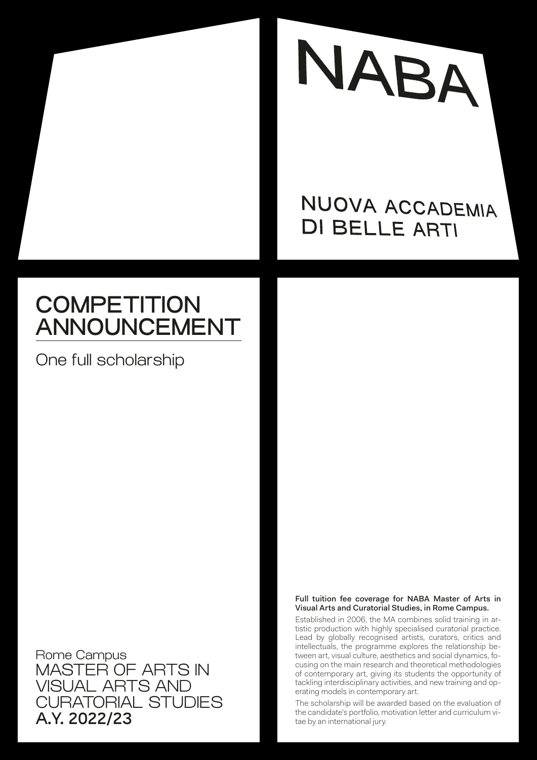# NABA

NUOVA ACCADEMIA DI BELLE ARTI

## COMPETITION ANNOUNCEMENT

One full scholarship

Rome Campus

MASTER OF ARTS IN VISUAL ARTS AND CURATORIAL STUDIES

**A.Y. 2022/23**

**Full tuition fee coverage for NABA Master of Arts in Visual Arts and Curatorial Studies, in Rome Campus.**

Established in 2006, the MA combines solid training in artistic production with highly specialised curatorial practice. Lead by globally recognised artists, curators, critics and intellectuals, the programme explores the relationship between art, visual culture, aesthetics and social dynamics, focusing on the main research and theoretical methodologies of contemporary art, giving its students the opportunity of tackling interdisciplinary activities, and new training and operating models in contemporary art.

The scholarship will be awarded based on the evaluation of the candidate's portfolio, motivation letter and curriculum vitae by an international jury.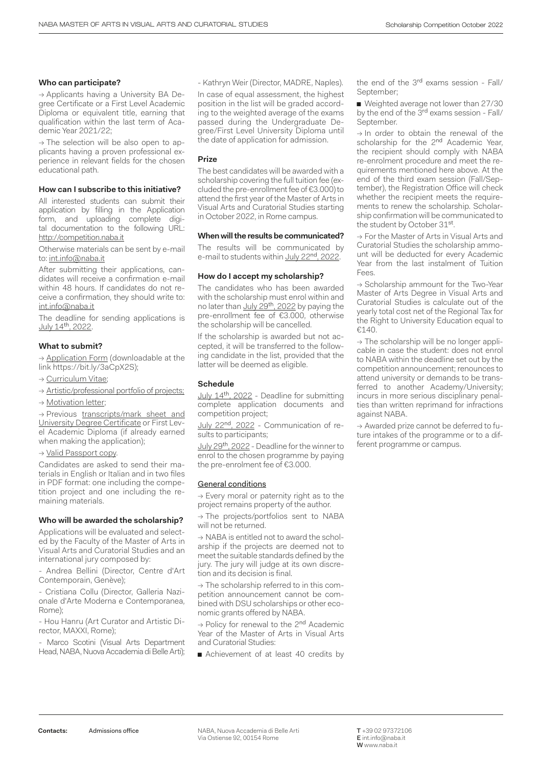### Who can participate?

→ Applicants having a University BA Degree Certificate or a First Level Academic Diploma or equivalent title, earning that qualification within the last term of Academic Year 2021/22;

→ The selection will be also open to applicants having a proven professional experience in relevant fields for the chosen educational path.

### How can I subscribe to this initiative?

All interested students can submit their application by filling in the Application form, and uploading complete digital documentation to the following URL: http://competition.naba.it

Otherwise materials can be sent by e-mail to: int.info@naba.it

After submitting their applications, candidates will receive a confirmation e-mail within 48 hours. If candidates do not receive a confirmation, they should write to: int.info@naba.it

The deadline for sending applications is July 14th, 2022.

### What to submit?

→ Application Form (downloadable at the link https://bit.ly/3aCpX2S);

→ Curriculum Vitae;

→ Artistic/professional portfolio of projects;

→ Motivation letter;

→ Previous transcripts/mark sheet and University Degree Certificate or First Level Academic Diploma (if already earned when making the application);

→ Valid Passport copy.

Candidates are asked to send their materials in English or Italian and in two files in PDF format: one including the competition project and one including the remaining materials.

### Who will be awarded the scholarship?

Applications will be evaluated and selected by the Faculty of the Master of Arts in Visual Arts and Curatorial Studies and an international jury composed by:

- Andrea Bellini (Director, Centre d'Art Contemporain, Genève);

- Cristiana Collu (Director, Galleria Nazionale d'Arte Moderna e Contemporanea, Rome);

- Hou Hanru (Art Curator and Artistic Director, MAXXI, Rome);

- Marco Scotini (Visual Arts Department Head, NABA, Nuova Accademia di Belle Arti);

- Kathryn Weir (Director, MADRE, Naples).

In case of equal assessment, the highest position in the list will be graded according to the weighted average of the exams passed during the Undergraduate Degree/First Level University Diploma until the date of application for admission.

### Prize

The best candidates will be awarded with a scholarship covering the full tuition fee (excluded the pre-enrollment fee of €3.000) to attend the first year of the Master of Arts in Visual Arts and Curatorial Studies starting in October 2022, in Rome campus.

### When will the results be communicated?

The results will be communicated by e-mail to students within July 22nd, 2022.

### How do I accept my scholarship?

The candidates who has been awarded with the scholarship must enrol within and no later than July 29th, 2022 by paying the pre-enrollment fee of €3.000, otherwise the scholarship will be cancelled.

If the scholarship is awarded but not accepted, it will be transferred to the following candidate in the list, provided that the latter will be deemed as eligible.

### Schedule

July 14th, 2022 - Deadline for submitting complete application documents and competition project;

July 22nd, 2022 - Communication of results to participants;

July 29th, 2022 - Deadline for the winner to enrol to the chosen programme by paying the pre-enrolment fee of €3.000.

### General conditions

→ Every moral or paternity right as to the project remains property of the author.

→ The projects/portfolios sent to NABA will not be returned.

→ NABA is entitled not to award the scholarship if the projects are deemed not to meet the suitable standards defined by the jury. The jury will judge at its own discretion and its decision is final.

→ The scholarship referred to in this competition announcement cannot be combined with DSU scholarships or other economic grants offered by NABA.

→ Policy for renewal to the 2nd Academic Year of the Master of Arts in Visual Arts and Curatorial Studies:

- Achievement of at least 40 credits by the end of the 3rd exams session - Fall/September;
- Weighted average not lower than 27/30 by the end of the 3rd exams session - Fall/September.

→ In order to obtain the renewal of the scholarship for the 2nd Academic Year, the recipient should comply with NABA re-enrolment procedure and meet the requirements mentioned here above. At the end of the third exam session (Fall/September), the Registration Office will check whether the recipient meets the requirements to renew the scholarship. Scholarship confirmation will be communicated to the student by October 31st.

→ For the Master of Arts in Visual Arts and Curatorial Studies the scholarship ammount will be deducted for every Academic Year from the last instalment of Tuition Fees.

→ Scholarship ammount for the Two-Year Master of Arts Degree in Visual Arts and Curatorial Studies is calculate out of the yearly total cost net of the Regional Tax for the Right to University Education equal to €140.

→ The scholarship will be no longer applicable in case the student: does not enrol to NABA within the deadline set out by the competition announcement; renounces to attend university or demands to be transferred to another Academy/University; incurs in more serious disciplinary penalties than written reprimand for infractions against NABA.

→ Awarded prize cannot be deferred to future intakes of the programme or to a different programme or campus.

**Contacts:** Admissions office

NABA, Nuova Accademia di Belle Arti
Via Ostiense 92, 00154 Rome

**T** +39 02 97372106
**E** int.info@naba.it
**W** www.naba.it